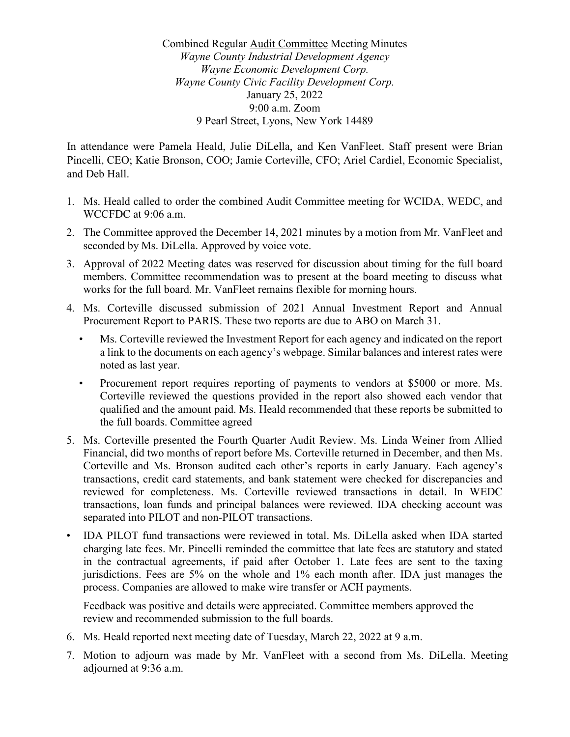Combined Regular Audit Committee Meeting Minutes

*Wayne County Industrial Development Agency*

*Wayne Economic Development Corp.*

*Wayne County Civic Facility Development Corp.*

January 25, 2022

9:00 a.m. Zoom

9 Pearl Street, Lyons, New York 14489

In attendance were Pamela Heald, Julie DiLella, and Ken VanFleet. Staff present were Brian Pincelli, CEO; Katie Bronson, COO; Jamie Corteville, CFO; Ariel Cardiel, Economic Specialist, and Deb Hall.

1. Ms. Heald called to order the combined Audit Committee meeting for WCIDA, WEDC, and WCCFDC at 9:06 a.m.
2. The Committee approved the December 14, 2021 minutes by a motion from Mr. VanFleet and seconded by Ms. DiLella. Approved by voice vote.
3. Approval of 2022 Meeting dates was reserved for discussion about timing for the full board members. Committee recommendation was to present at the board meeting to discuss what works for the full board. Mr. VanFleet remains flexible for morning hours.
4. Ms. Corteville discussed submission of 2021 Annual Investment Report and Annual Procurement Report to PARIS. These two reports are due to ABO on March 31.
   - Ms. Corteville reviewed the Investment Report for each agency and indicated on the report a link to the documents on each agency's webpage. Similar balances and interest rates were noted as last year.
   - Procurement report requires reporting of payments to vendors at $5000 or more. Ms. Corteville reviewed the questions provided in the report also showed each vendor that qualified and the amount paid. Ms. Heald recommended that these reports be submitted to the full boards. Committee agreed
5. Ms. Corteville presented the Fourth Quarter Audit Review. Ms. Linda Weiner from Allied Financial, did two months of report before Ms. Corteville returned in December, and then Ms. Corteville and Ms. Bronson audited each other's reports in early January. Each agency's transactions, credit card statements, and bank statement were checked for discrepancies and reviewed for completeness. Ms. Corteville reviewed transactions in detail. In WEDC transactions, loan funds and principal balances were reviewed. IDA checking account was separated into PILOT and non-PILOT transactions.

- IDA PILOT fund transactions were reviewed in total. Ms. DiLella asked when IDA started charging late fees. Mr. Pincelli reminded the committee that late fees are statutory and stated in the contractual agreements, if paid after October 1. Late fees are sent to the taxing jurisdictions. Fees are 5% on the whole and 1% each month after. IDA just manages the process. Companies are allowed to make wire transfer or ACH payments.

  Feedback was positive and details were appreciated. Committee members approved the review and recommended submission to the full boards.

6. Ms. Heald reported next meeting date of Tuesday, March 22, 2022 at 9 a.m.
7. Motion to adjourn was made by Mr. VanFleet with a second from Ms. DiLella. Meeting adjourned at 9:36 a.m.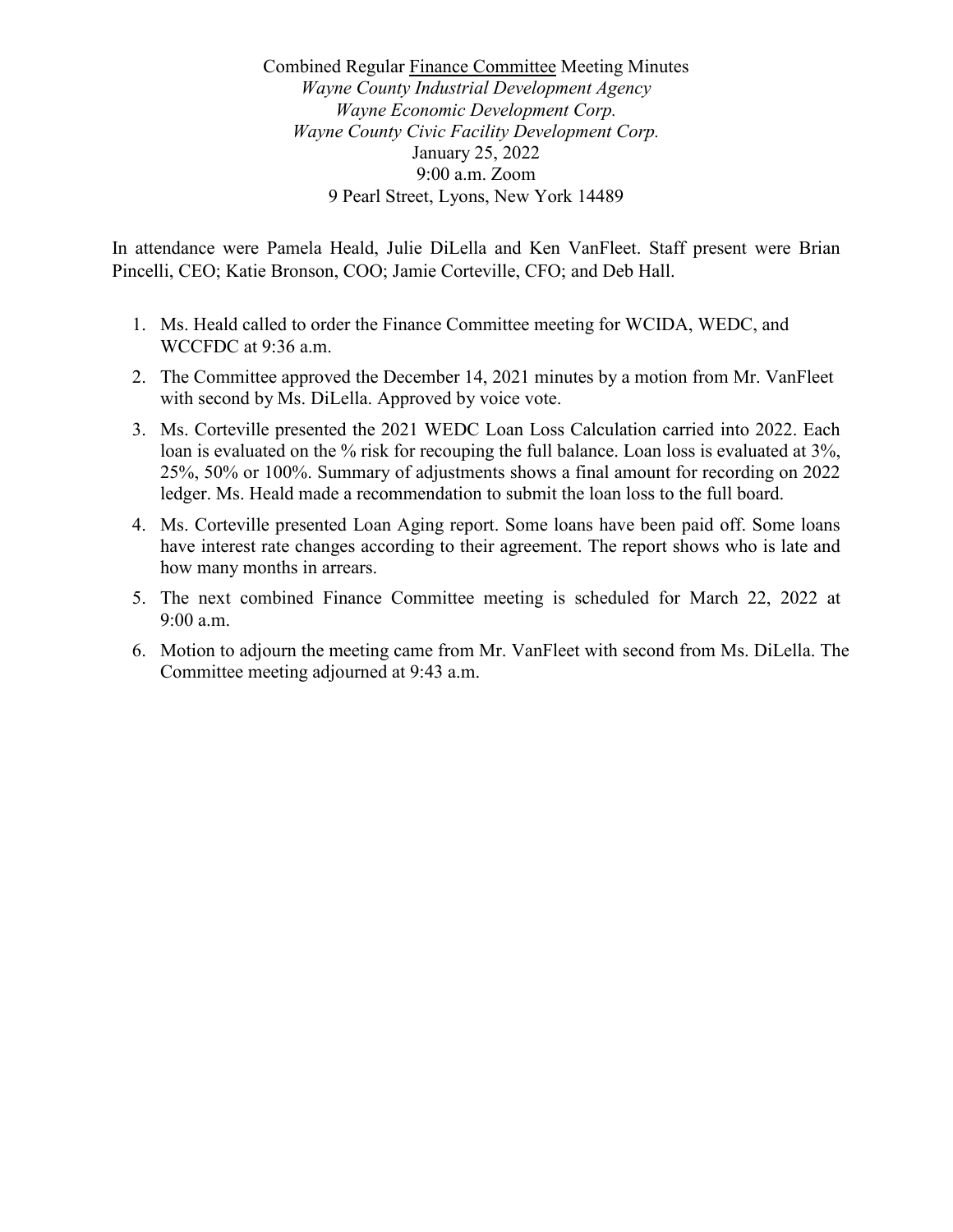Combined Regular Finance Committee Meeting Minutes

*Wayne County Industrial Development Agency*

*Wayne Economic Development Corp.*

*Wayne County Civic Facility Development Corp.*

January 25, 2022

9:00 a.m. Zoom

9 Pearl Street, Lyons, New York 14489

In attendance were Pamela Heald, Julie DiLella and Ken VanFleet. Staff present were Brian Pincelli, CEO; Katie Bronson, COO; Jamie Corteville, CFO; and Deb Hall.

1. Ms. Heald called to order the Finance Committee meeting for WCIDA, WEDC, and WCCFDC at 9:36 a.m.
2. The Committee approved the December 14, 2021 minutes by a motion from Mr. VanFleet with second by Ms. DiLella. Approved by voice vote.
3. Ms. Corteville presented the 2021 WEDC Loan Loss Calculation carried into 2022. Each loan is evaluated on the % risk for recouping the full balance. Loan loss is evaluated at 3%, 25%, 50% or 100%. Summary of adjustments shows a final amount for recording on 2022 ledger. Ms. Heald made a recommendation to submit the loan loss to the full board.
4. Ms. Corteville presented Loan Aging report. Some loans have been paid off. Some loans have interest rate changes according to their agreement. The report shows who is late and how many months in arrears.
5. The next combined Finance Committee meeting is scheduled for March 22, 2022 at 9:00 a.m.
6. Motion to adjourn the meeting came from Mr. VanFleet with second from Ms. DiLella. The Committee meeting adjourned at 9:43 a.m.